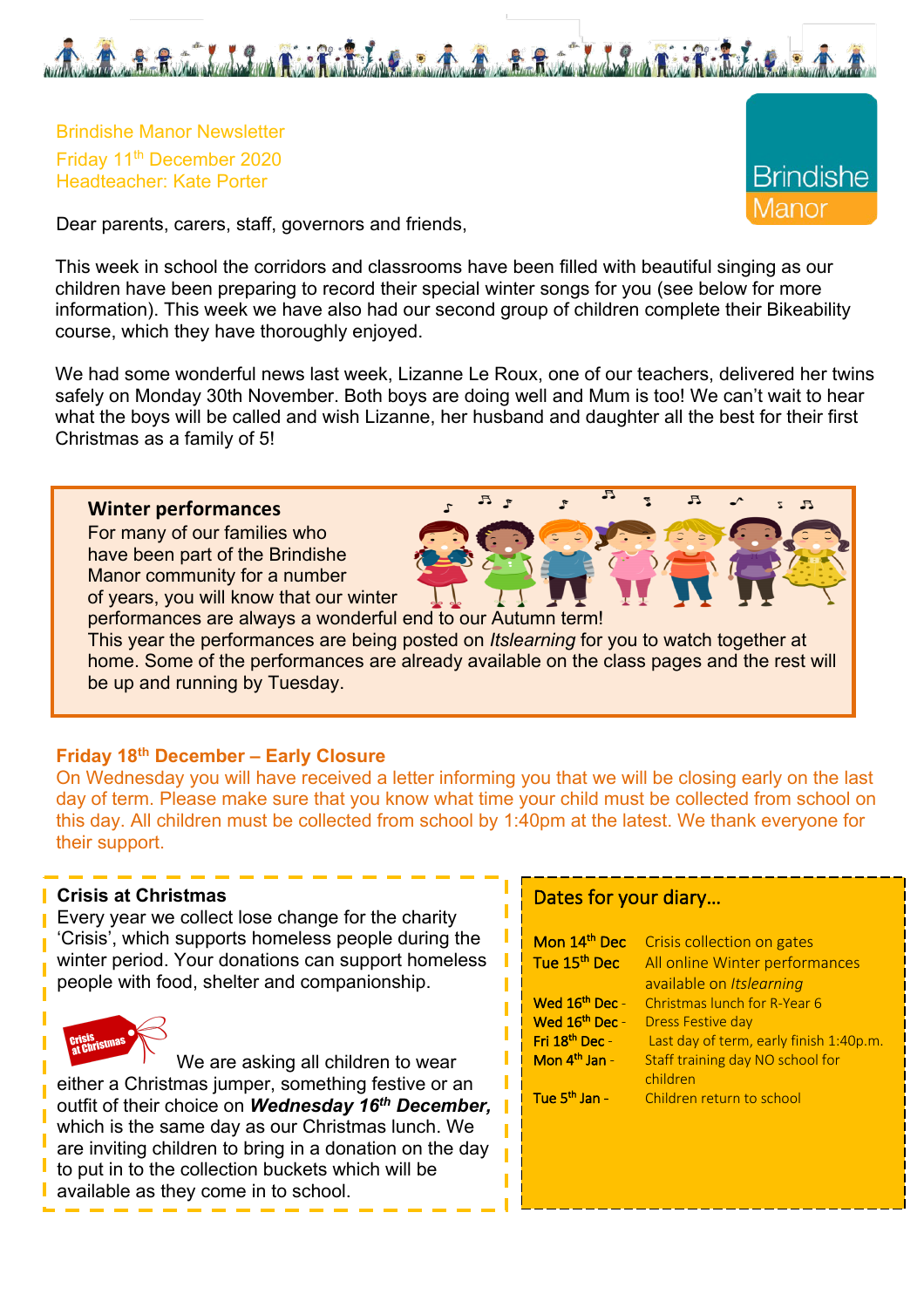Brindishe Manor Newsletter
Friday 11th December 2020
Headteacher: Kate Porter

Brindishe Manor

Dear parents, carers, staff, governors and friends,

This week in school the corridors and classrooms have been filled with beautiful singing as our children have been preparing to record their special winter songs for you (see below for more information). This week we have also had our second group of children complete their Bikeability course, which they have thoroughly enjoyed.

We had some wonderful news last week, Lizanne Le Roux, one of our teachers, delivered her twins safely on Monday 30th November. Both boys are doing well and Mum is too! We can't wait to hear what the boys will be called and wish Lizanne, her husband and daughter all the best for their first Christmas as a family of 5!

## Winter performances

For many of our families who have been part of the Brindishe Manor community for a number of years, you will know that our winter performances are always a wonderful end to our Autumn term! This year the performances are being posted on *Itslearning* for you to watch together at home. Some of the performances are already available on the class pages and the rest will be up and running by Tuesday.

## Friday 18th December – Early Closure

On Wednesday you will have received a letter informing you that we will be closing early on the last day of term. Please make sure that you know what time your child must be collected from school on this day. All children must be collected from school by 1:40pm at the latest. We thank everyone for their support.

## Crisis at Christmas

Every year we collect lose change for the charity 'Crisis', which supports homeless people during the winter period. Your donations can support homeless people with food, shelter and companionship.

We are asking all children to wear either a Christmas jumper, something festive or an outfit of their choice on ***Wednesday 16th December,*** which is the same day as our Christmas lunch. We are inviting children to bring in a donation on the day to put in to the collection buckets which will be available as they come in to school.

## Dates for your diary…

| | |
|---|---|
| **Mon 14th Dec** | Crisis collection on gates |
| **Tue 15th Dec** | All online Winter performances available on *Itslearning* |
| **Wed 16th Dec** - | Christmas lunch for R-Year 6 |
| **Wed 16th Dec** - | Dress Festive day |
| **Fri 18th Dec** - | Last day of term, early finish 1:40p.m. |
| **Mon 4th Jan** - | Staff training day NO school for children |
| **Tue 5th Jan** - | Children return to school |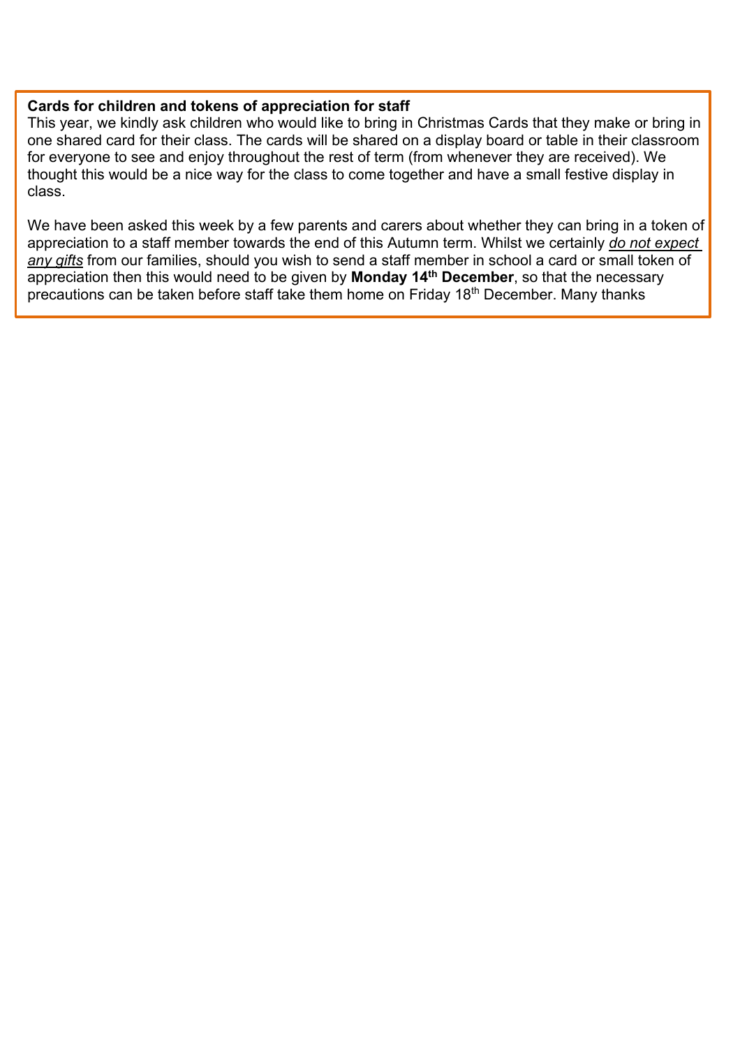**Cards for children and tokens of appreciation for staff**

This year, we kindly ask children who would like to bring in Christmas Cards that they make or bring in one shared card for their class. The cards will be shared on a display board or table in their classroom for everyone to see and enjoy throughout the rest of term (from whenever they are received). We thought this would be a nice way for the class to come together and have a small festive display in class.

We have been asked this week by a few parents and carers about whether they can bring in a token of appreciation to a staff member towards the end of this Autumn term. Whilst we certainly *do not expect any gifts* from our families, should you wish to send a staff member in school a card or small token of appreciation then this would need to be given by **Monday 14th December**, so that the necessary precautions can be taken before staff take them home on Friday 18th December. Many thanks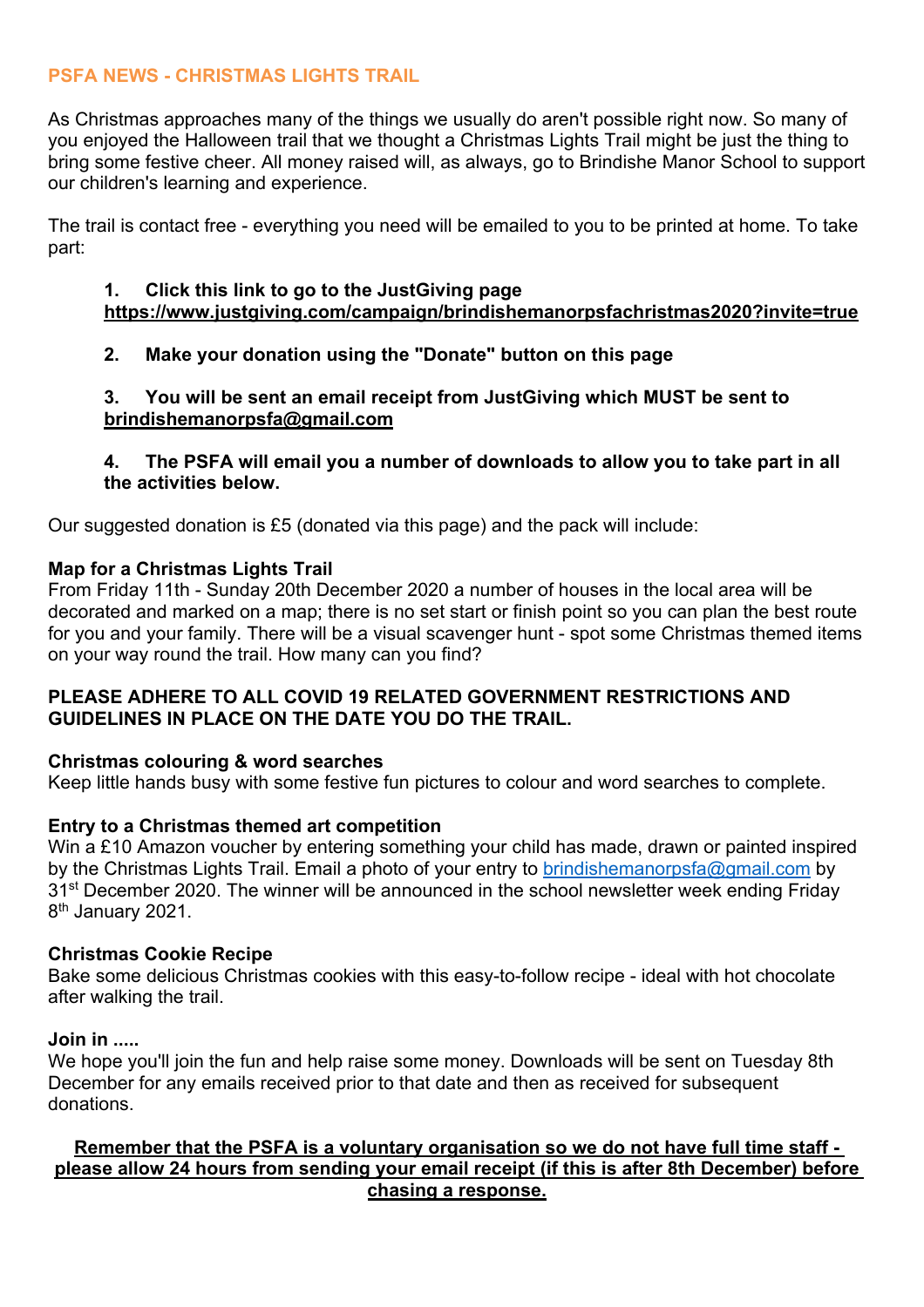## PSFA NEWS - CHRISTMAS LIGHTS TRAIL

As Christmas approaches many of the things we usually do aren't possible right now. So many of you enjoyed the Halloween trail that we thought a Christmas Lights Trail might be just the thing to bring some festive cheer. All money raised will, as always, go to Brindishe Manor School to support our children's learning and experience.

The trail is contact free - everything you need will be emailed to you to be printed at home. To take part:

1. **Click this link to go to the JustGiving page** **https://www.justgiving.com/campaign/brindishemanorpsfachristmas2020?invite=true**
2. **Make your donation using the "Donate" button on this page**
3. **You will be sent an email receipt from JustGiving which MUST be sent to** **brindishemanorpsfa@gmail.com**
4. **The PSFA will email you a number of downloads to allow you to take part in all the activities below.**

Our suggested donation is £5 (donated via this page) and the pack will include:

**Map for a Christmas Lights Trail**
From Friday 11th - Sunday 20th December 2020 a number of houses in the local area will be decorated and marked on a map; there is no set start or finish point so you can plan the best route for you and your family. There will be a visual scavenger hunt - spot some Christmas themed items on your way round the trail. How many can you find?

**PLEASE ADHERE TO ALL COVID 19 RELATED GOVERNMENT RESTRICTIONS AND GUIDELINES IN PLACE ON THE DATE YOU DO THE TRAIL.**

**Christmas colouring & word searches**
Keep little hands busy with some festive fun pictures to colour and word searches to complete.

**Entry to a Christmas themed art competition**
Win a £10 Amazon voucher by entering something your child has made, drawn or painted inspired by the Christmas Lights Trail. Email a photo of your entry to brindishemanorpsfa@gmail.com by 31st December 2020. The winner will be announced in the school newsletter week ending Friday 8th January 2021.

**Christmas Cookie Recipe**
Bake some delicious Christmas cookies with this easy-to-follow recipe - ideal with hot chocolate after walking the trail.

**Join in .....**
We hope you'll join the fun and help raise some money. Downloads will be sent on Tuesday 8th December for any emails received prior to that date and then as received for subsequent donations.

**Remember that the PSFA is a voluntary organisation so we do not have full time staff - please allow 24 hours from sending your email receipt (if this is after 8th December) before chasing a response.**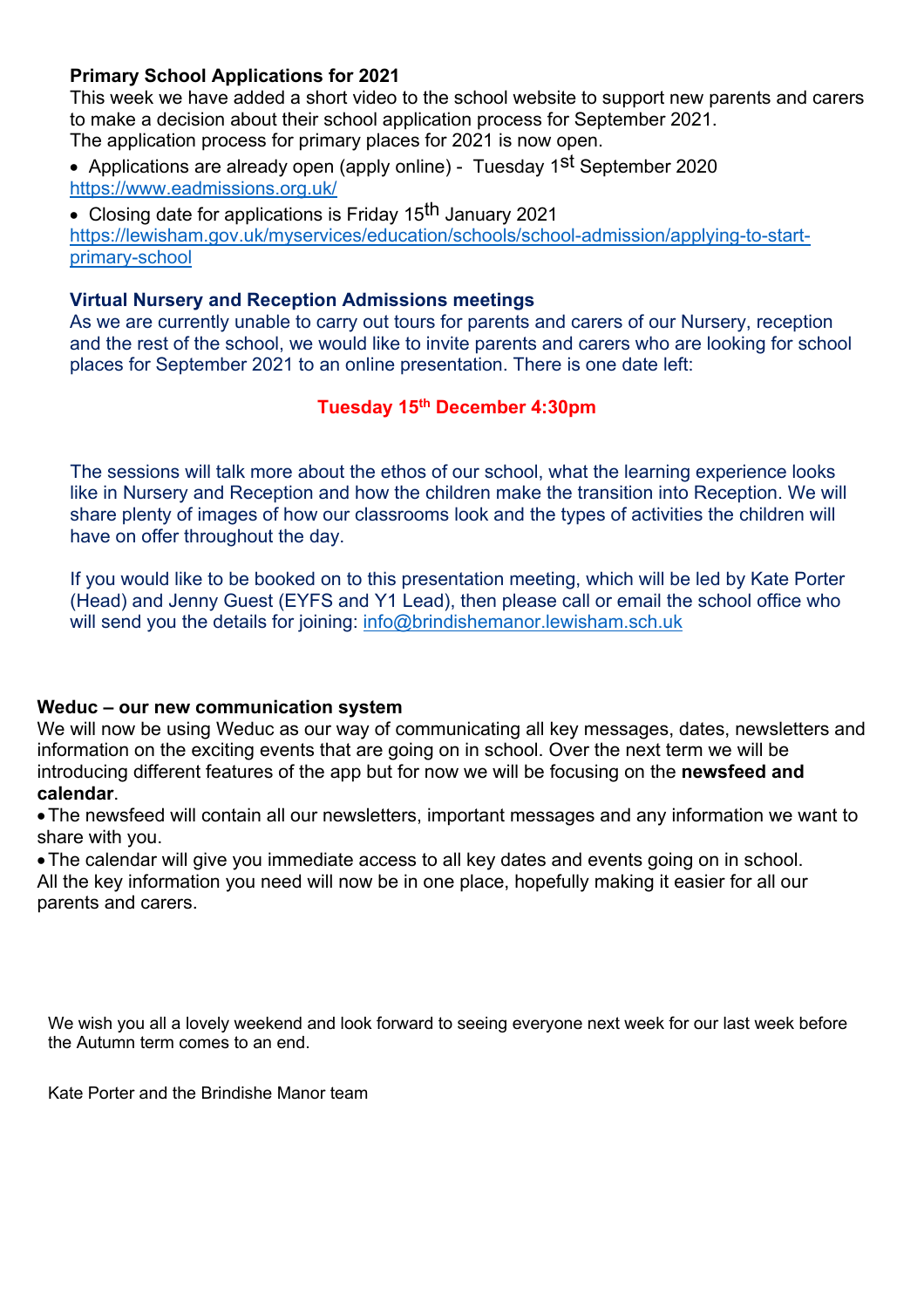**Primary School Applications for 2021**

This week we have added a short video to the school website to support new parents and carers to make a decision about their school application process for September 2021.
The application process for primary places for 2021 is now open.

- Applications are already open (apply online) - Tuesday 1st September 2020
https://www.eadmissions.org.uk/
- Closing date for applications is Friday 15th January 2021
https://lewisham.gov.uk/myservices/education/schools/school-admission/applying-to-start-primary-school

**Virtual Nursery and Reception Admissions meetings**

As we are currently unable to carry out tours for parents and carers of our Nursery, reception and the rest of the school, we would like to invite parents and carers who are looking for school places for September 2021 to an online presentation. There is one date left:

**Tuesday 15th December 4:30pm**

The sessions will talk more about the ethos of our school, what the learning experience looks like in Nursery and Reception and how the children make the transition into Reception. We will share plenty of images of how our classrooms look and the types of activities the children will have on offer throughout the day.

If you would like to be booked on to this presentation meeting, which will be led by Kate Porter (Head) and Jenny Guest (EYFS and Y1 Lead), then please call or email the school office who will send you the details for joining: info@brindishemanor.lewisham.sch.uk

**Weduc – our new communication system**

We will now be using Weduc as our way of communicating all key messages, dates, newsletters and information on the exciting events that are going on in school. Over the next term we will be introducing different features of the app but for now we will be focusing on the **newsfeed and calendar**.

- The newsfeed will contain all our newsletters, important messages and any information we want to share with you.
- The calendar will give you immediate access to all key dates and events going on in school.

All the key information you need will now be in one place, hopefully making it easier for all our parents and carers.

We wish you all a lovely weekend and look forward to seeing everyone next week for our last week before the Autumn term comes to an end.

Kate Porter and the Brindishe Manor team